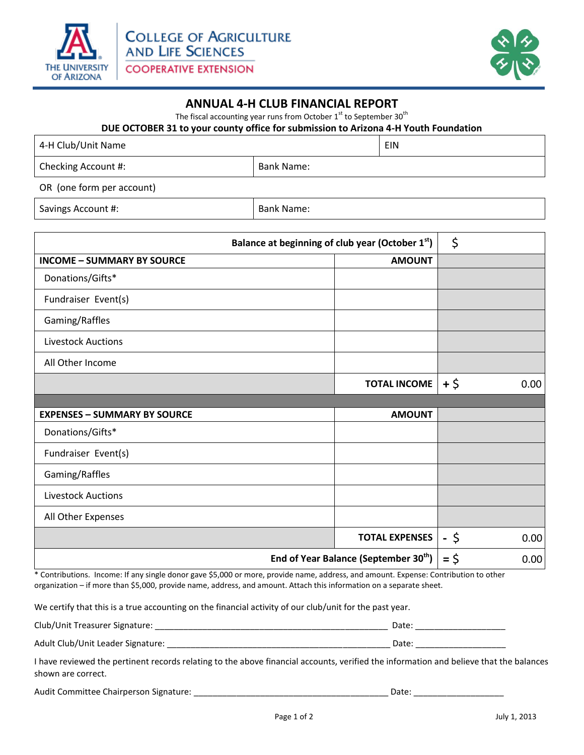THE UNIVERSITY OF ARIZONA | COLLEGE OF AGRICULTURE AND LIFE SCIENCES | COOPERATIVE EXTENSION

# ANNUAL 4-H CLUB FINANCIAL REPORT

The fiscal accounting year runs from October 1st to September 30th

**DUE OCTOBER 31 to your county office for submission to Arizona 4-H Youth Foundation**

| 4-H Club/Unit Name | EIN |
|---|---|
| Checking Account #: | Bank Name: |

OR (one form per account)

| Savings Account #: | Bank Name: |
|---|---|

| | **Balance at beginning of club year (October 1st)** | $ |
|---|---|---|
| **INCOME – SUMMARY BY SOURCE** | **AMOUNT** | |
| Donations/Gifts* | | |
| Fundraiser Event(s) | | |
| Gaming/Raffles | | |
| Livestock Auctions | | |
| All Other Income | | |
| | **TOTAL INCOME** | **+** $ 0.00 |
| | | |
| **EXPENSES – SUMMARY BY SOURCE** | **AMOUNT** | |
| Donations/Gifts* | | |
| Fundraiser Event(s) | | |
| Gaming/Raffles | | |
| Livestock Auctions | | |
| All Other Expenses | | |
| | **TOTAL EXPENSES** | **-** $ 0.00 |
| | **End of Year Balance (September 30th)** | **=** $ 0.00 |

* Contributions. Income: If any single donor gave $5,000 or more, provide name, address, and amount. Expense: Contribution to other organization – if more than $5,000, provide name, address, and amount. Attach this information on a separate sheet.

We certify that this is a true accounting on the financial activity of our club/unit for the past year.

Club/Unit Treasurer Signature: ______________________________________________ Date: __________________

Adult Club/Unit Leader Signature: ____________________________________________ Date: __________________

I have reviewed the pertinent records relating to the above financial accounts, verified the information and believe that the balances shown are correct.

Audit Committee Chairperson Signature: ______________________________________ Date: __________________

July 1, 2013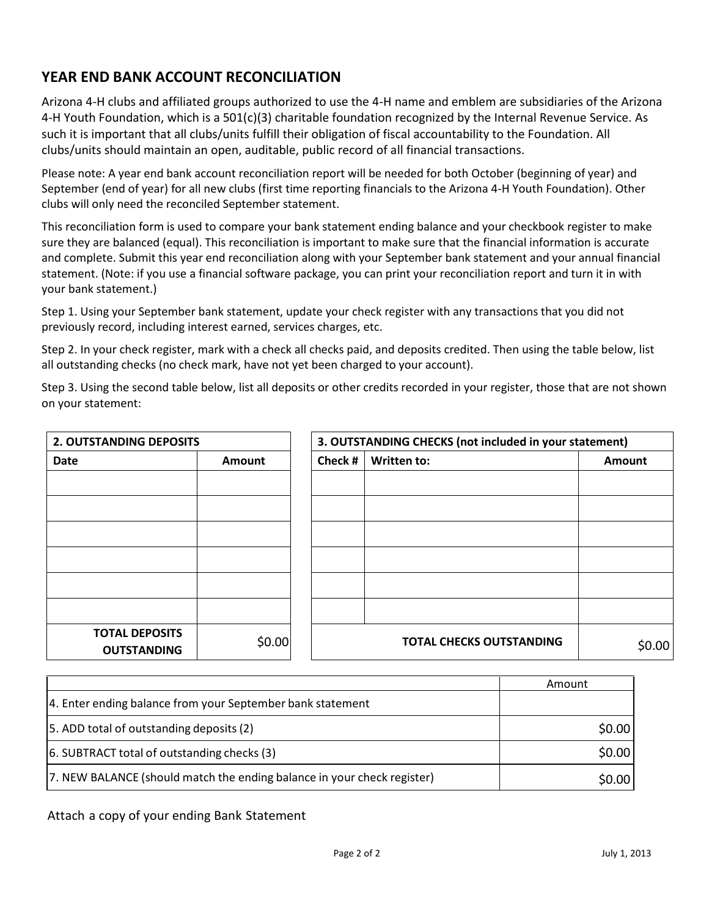## YEAR END BANK ACCOUNT RECONCILIATION

Arizona 4-H clubs and affiliated groups authorized to use the 4-H name and emblem are subsidiaries of the Arizona 4-H Youth Foundation, which is a 501(c)(3) charitable foundation recognized by the Internal Revenue Service. As such it is important that all clubs/units fulfill their obligation of fiscal accountability to the Foundation. All clubs/units should maintain an open, auditable, public record of all financial transactions.

Please note: A year end bank account reconciliation report will be needed for both October (beginning of year) and September (end of year) for all new clubs (first time reporting financials to the Arizona 4-H Youth Foundation). Other clubs will only need the reconciled September statement.

This reconciliation form is used to compare your bank statement ending balance and your checkbook register to make sure they are balanced (equal). This reconciliation is important to make sure that the financial information is accurate and complete. Submit this year end reconciliation along with your September bank statement and your annual financial statement. (Note: if you use a financial software package, you can print your reconciliation report and turn it in with your bank statement.)

Step 1. Using your September bank statement, update your check register with any transactions that you did not previously record, including interest earned, services charges, etc.

Step 2. In your check register, mark with a check all checks paid, and deposits credited. Then using the table below, list all outstanding checks (no check mark, have not yet been charged to your account).

Step 3. Using the second table below, list all deposits or other credits recorded in your register, those that are not shown on your statement:

| **2. OUTSTANDING DEPOSITS** | |
|---|---|
| **Date** | **Amount** |
| | |
| | |
| | |
| | |
| | |
| | |
| **TOTAL DEPOSITS OUTSTANDING** | $0.00 |

| **3. OUTSTANDING CHECKS (not included in your statement)** | | |
|---|---|---|
| **Check #** | **Written to:** | **Amount** |
| | | |
| | | |
| | | |
| | | |
| | | |
| | | |
| | **TOTAL CHECKS OUTSTANDING** | $0.00 |

| | Amount |
|---|---|
| 4. Enter ending balance from your September bank statement | |
| 5. ADD total of outstanding deposits (2) | $0.00 |
| 6. SUBTRACT total of outstanding checks (3) | $0.00 |
| 7. NEW BALANCE (should match the ending balance in your check register) | $0.00 |

Attach a copy of your ending Bank Statement

July 1, 2013